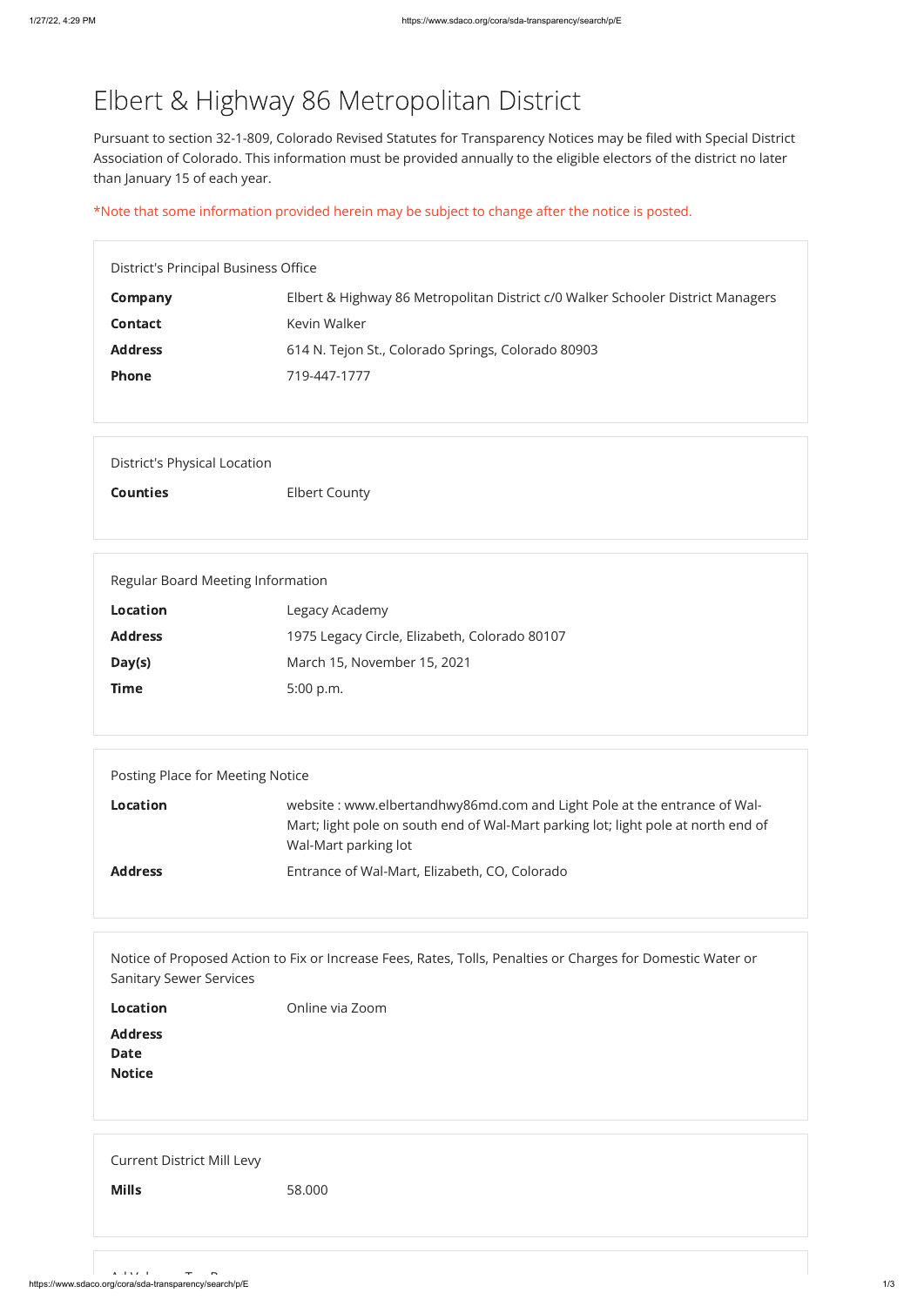# Elbert & Highway 86 Metropolitan District

Pursuant to section 32-1-809, Colorado Revised Statutes for Transparency Notices may be filed with Special District Association of Colorado. This information must be provided annually to the eligible electors of the district no later than January 15 of each year.

*Note that some information provided herein may be subject to change after the notice is posted.

### District's Principal Business Office

| | |
|---|---|
| **Company** | Elbert & Highway 86 Metropolitan District c/0 Walker Schooler District Managers |
| **Contact** | Kevin Walker |
| **Address** | 614 N. Tejon St., Colorado Springs, Colorado 80903 |
| **Phone** | 719-447-1777 |

### District's Physical Location

| | |
|---|---|
| **Counties** | Elbert County |

### Regular Board Meeting Information

| | |
|---|---|
| **Location** | Legacy Academy |
| **Address** | 1975 Legacy Circle, Elizabeth, Colorado 80107 |
| **Day(s)** | March 15, November 15, 2021 |
| **Time** | 5:00 p.m. |

### Posting Place for Meeting Notice

| | |
|---|---|
| **Location** | website : www.elbertandhwy86md.com and Light Pole at the entrance of Wal-Mart; light pole on south end of Wal-Mart parking lot; light pole at north end of Wal-Mart parking lot |
| **Address** | Entrance of Wal-Mart, Elizabeth, CO, Colorado |

### Notice of Proposed Action to Fix or Increase Fees, Rates, Tolls, Penalties or Charges for Domestic Water or Sanitary Sewer Services

| | |
|---|---|
| **Location** | Online via Zoom |
| **Address** | |
| **Date** | |
| **Notice** | |

### Current District Mill Levy

| | |
|---|---|
| **Mills** | 58.000 |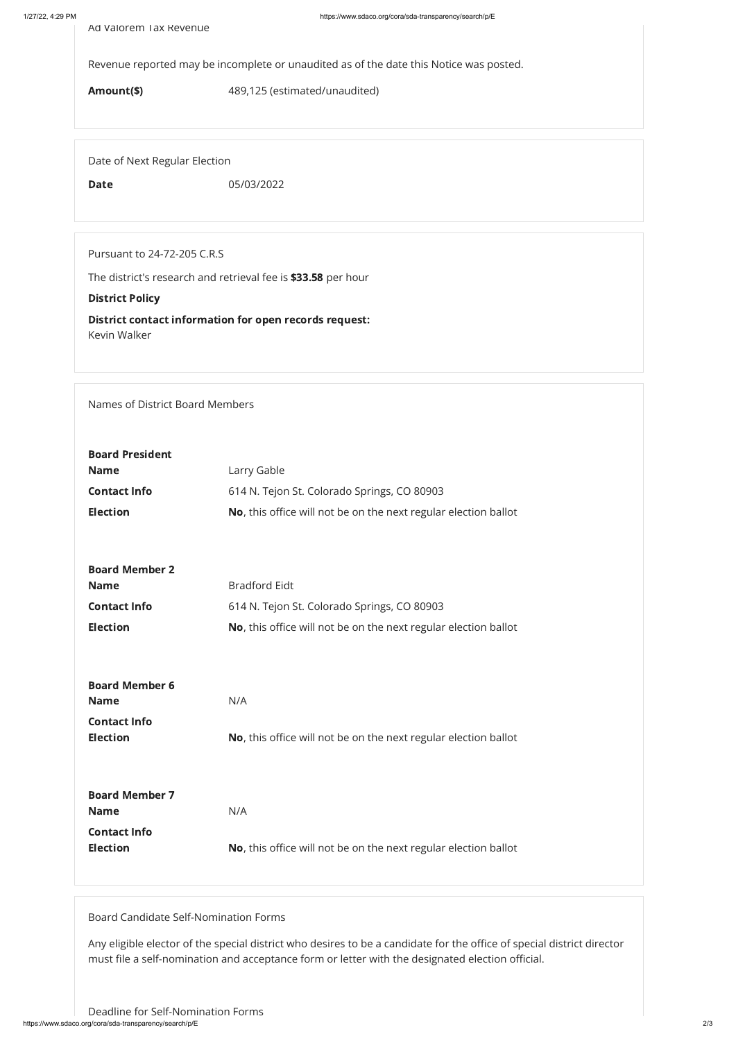Ad Valorem Tax Revenue

Revenue reported may be incomplete or unaudited as of the date this Notice was posted.

**Amount($)** 489,125 (estimated/unaudited)

Date of Next Regular Election

**Date** 05/03/2022

Pursuant to 24-72-205 C.R.S

The district's research and retrieval fee is **$33.58** per hour

**District Policy**

**District contact information for open records request:**
Kevin Walker

Names of District Board Members

**Board President**

| | |
|---|---|
| **Name** | Larry Gable |
| **Contact Info** | 614 N. Tejon St. Colorado Springs, CO 80903 |
| **Election** | **No**, this office will not be on the next regular election ballot |

**Board Member 2**

| | |
|---|---|
| **Name** | Bradford Eidt |
| **Contact Info** | 614 N. Tejon St. Colorado Springs, CO 80903 |
| **Election** | **No**, this office will not be on the next regular election ballot |

**Board Member 6**

| | |
|---|---|
| **Name** | N/A |
| **Contact Info** | |
| **Election** | **No**, this office will not be on the next regular election ballot |

**Board Member 7**

| | |
|---|---|
| **Name** | N/A |
| **Contact Info** | |
| **Election** | **No**, this office will not be on the next regular election ballot |

Board Candidate Self-Nomination Forms

Any eligible elector of the special district who desires to be a candidate for the office of special district director must file a self-nomination and acceptance form or letter with the designated election official.

Deadline for Self-Nomination Forms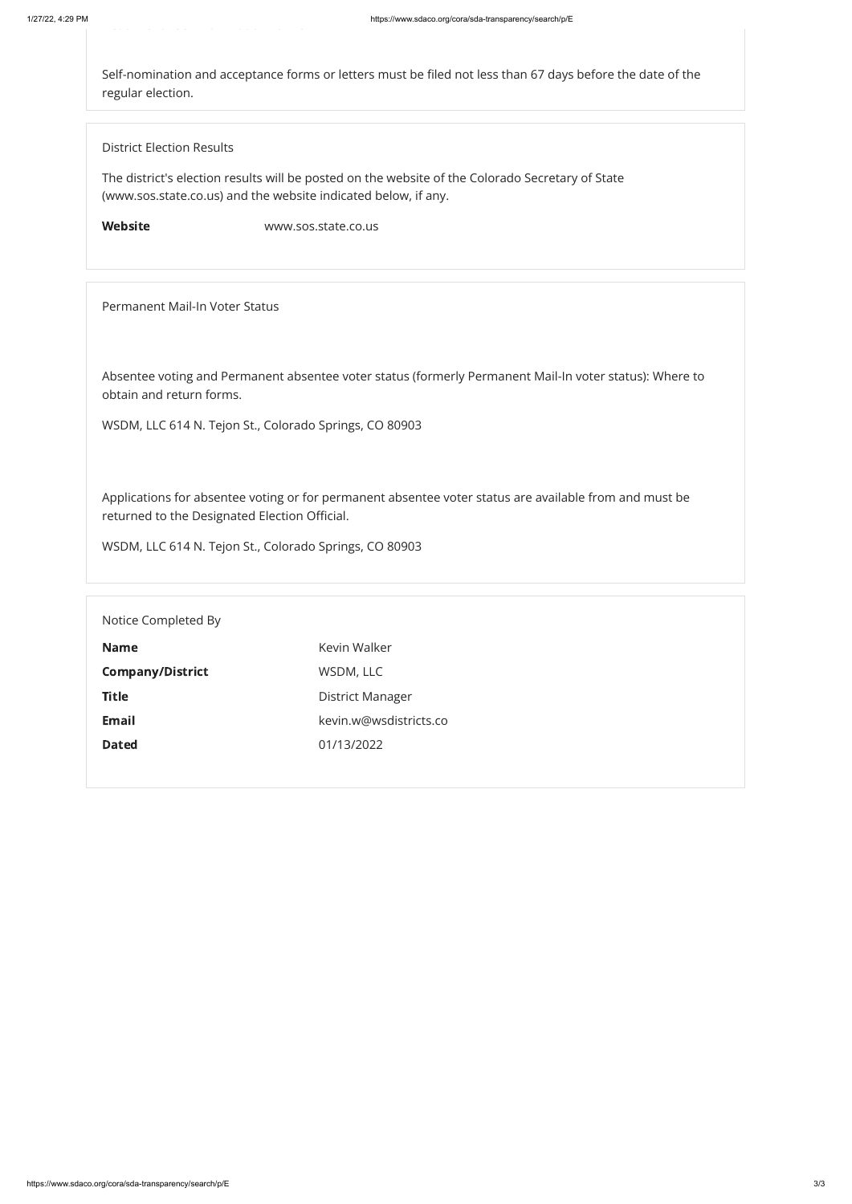Self-nomination and acceptance forms or letters must be filed not less than 67 days before the date of the regular election.

District Election Results

The district's election results will be posted on the website of the Colorado Secretary of State (www.sos.state.co.us) and the website indicated below, if any.

**Website** www.sos.state.co.us

Permanent Mail-In Voter Status

Absentee voting and Permanent absentee voter status (formerly Permanent Mail-In voter status): Where to obtain and return forms.

WSDM, LLC 614 N. Tejon St., Colorado Springs, CO 80903

Applications for absentee voting or for permanent absentee voter status are available from and must be returned to the Designated Election Official.

WSDM, LLC 614 N. Tejon St., Colorado Springs, CO 80903

Notice Completed By

| | |
|---|---|
| **Name** | Kevin Walker |
| **Company/District** | WSDM, LLC |
| **Title** | District Manager |
| **Email** | kevin.w@wsdistricts.co |
| **Dated** | 01/13/2022 |